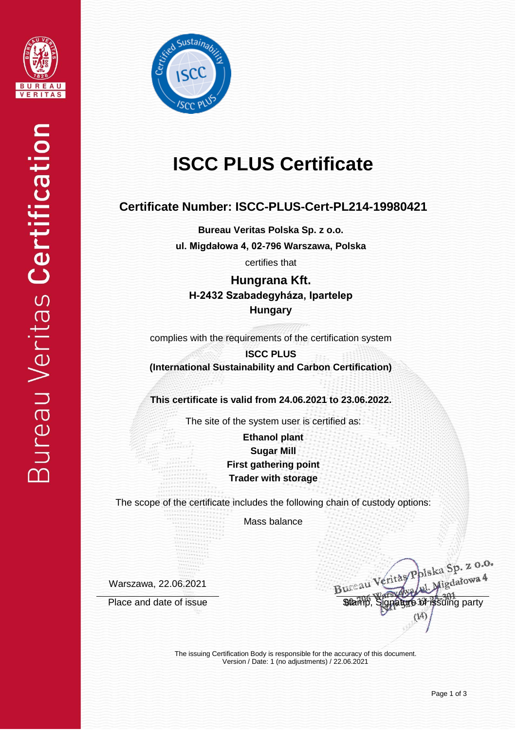# ISCC PLUS Certificate

## Certificate Number: ISCC-PLUS-Cert-PL214-19980421

**Bureau Veritas Polska Sp. z o.o.**

**ul. Migdałowa 4, 02-796 Warszawa, Polska**

certifies that

**Hungrana Kft.**

**H-2432 Szabadegyháza, Ipartelep**

**Hungary**

complies with the requirements of the certification system

**ISCC PLUS**

**(International Sustainability and Carbon Certification)**

**This certificate is valid from 24.06.2021 to 23.06.2022.**

The site of the system user is certified as:

**Ethanol plant**

**Sugar Mill**

**First gathering point**

**Trader with storage**

The scope of the certificate includes the following chain of custody options:

Mass balance

Warszawa, 22.06.2021

Place and date of issue

Bureau Veritas Polska Sp. z o.o.
ul. Migdałowa 4
02-796 Warszawa
NIP 5** 13 23 301
(14)

Stamp, Signature of issuing party

The issuing Certification Body is responsible for the accuracy of this document.
Version / Date: 1 (no adjustments) / 22.06.2021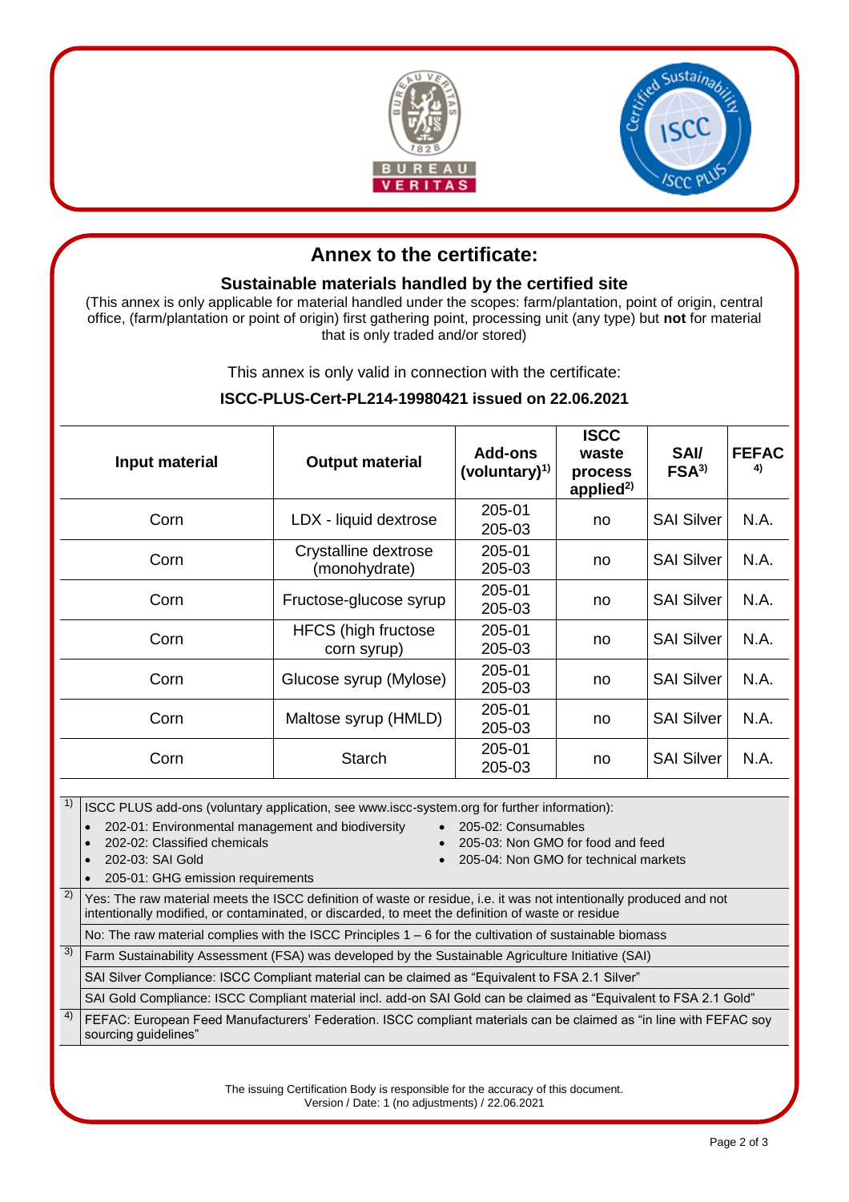# Annex to the certificate:

## Sustainable materials handled by the certified site

(This annex is only applicable for material handled under the scopes: farm/plantation, point of origin, central office, (farm/plantation or point of origin) first gathering point, processing unit (any type) but **not** for material that is only traded and/or stored)

This annex is only valid in connection with the certificate:

**ISCC-PLUS-Cert-PL214-19980421 issued on 22.06.2021**

| Input material | Output material | Add-ons (voluntary)[1] | ISCC waste process applied[2] | SAI/ FSA[3] | FEFAC [4] |
|---|---|---|---|---|---|
| Corn | LDX - liquid dextrose | 205-01 205-03 | no | SAI Silver | N.A. |
| Corn | Crystalline dextrose (monohydrate) | 205-01 205-03 | no | SAI Silver | N.A. |
| Corn | Fructose-glucose syrup | 205-01 205-03 | no | SAI Silver | N.A. |
| Corn | HFCS (high fructose corn syrup) | 205-01 205-03 | no | SAI Silver | N.A. |
| Corn | Glucose syrup (Mylose) | 205-01 205-03 | no | SAI Silver | N.A. |
| Corn | Maltose syrup (HMLD) | 205-01 205-03 | no | SAI Silver | N.A. |
| Corn | Starch | 205-01 205-03 | no | SAI Silver | N.A. |

[1] ISCC PLUS add-ons (voluntary application, see www.iscc-system.org for further information):

- 202-01: Environmental management and biodiversity
- 202-02: Classified chemicals
- 202-03: SAI Gold
- 205-01: GHG emission requirements
- 205-02: Consumables
- 205-03: Non GMO for food and feed
- 205-04: Non GMO for technical markets

[2] Yes: The raw material meets the ISCC definition of waste or residue, i.e. it was not intentionally produced and not intentionally modified, or contaminated, or discarded, to meet the definition of waste or residue

No: The raw material complies with the ISCC Principles 1 – 6 for the cultivation of sustainable biomass

[3] Farm Sustainability Assessment (FSA) was developed by the Sustainable Agriculture Initiative (SAI)

SAI Silver Compliance: ISCC Compliant material can be claimed as "Equivalent to FSA 2.1 Silver"

SAI Gold Compliance: ISCC Compliant material incl. add-on SAI Gold can be claimed as "Equivalent to FSA 2.1 Gold"

[4] FEFAC: European Feed Manufacturers' Federation. ISCC compliant materials can be claimed as "in line with FEFAC soy sourcing guidelines"

The issuing Certification Body is responsible for the accuracy of this document.
Version / Date: 1 (no adjustments) / 22.06.2021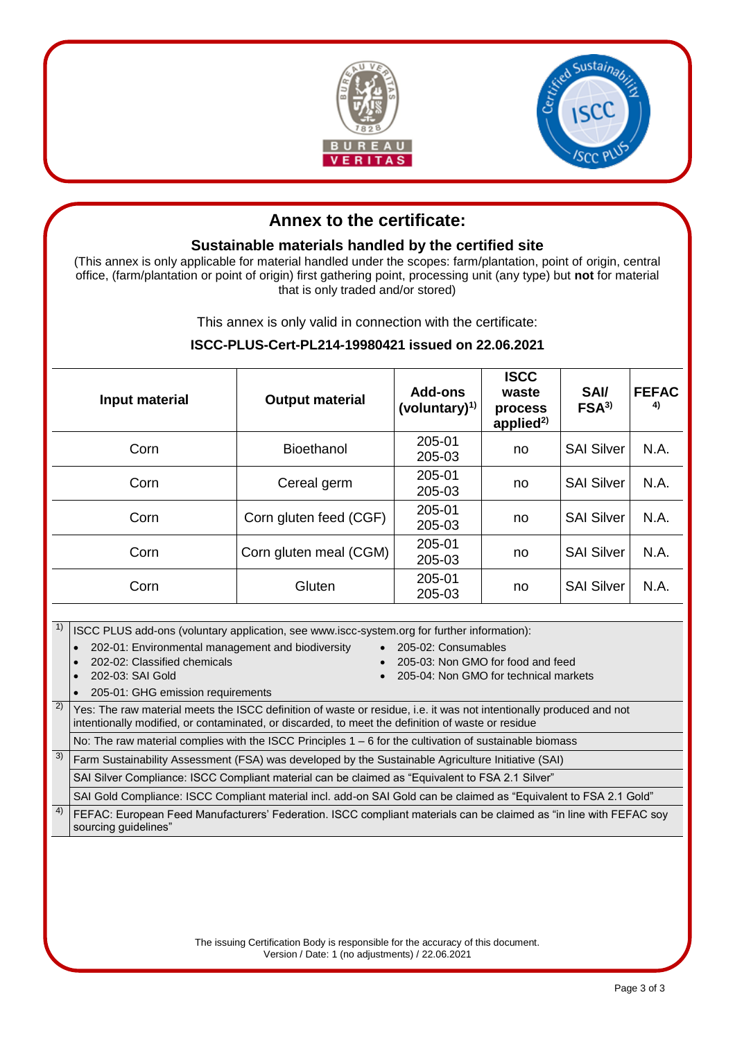# Annex to the certificate:

## Sustainable materials handled by the certified site

(This annex is only applicable for material handled under the scopes: farm/plantation, point of origin, central office, (farm/plantation or point of origin) first gathering point, processing unit (any type) but **not** for material that is only traded and/or stored)

This annex is only valid in connection with the certificate:

**ISCC-PLUS-Cert-PL214-19980421 issued on 22.06.2021**

| Input material | Output material | Add-ons (voluntary)[1] | ISCC waste process applied[2] | SAI/ FSA[3] | FEFAC [4] |
|---|---|---|---|---|---|
| Corn | Bioethanol | 205-01 205-03 | no | SAI Silver | N.A. |
| Corn | Cereal germ | 205-01 205-03 | no | SAI Silver | N.A. |
| Corn | Corn gluten feed (CGF) | 205-01 205-03 | no | SAI Silver | N.A. |
| Corn | Corn gluten meal (CGM) | 205-01 205-03 | no | SAI Silver | N.A. |
| Corn | Gluten | 205-01 205-03 | no | SAI Silver | N.A. |

[1] ISCC PLUS add-ons (voluntary application, see www.iscc-system.org for further information):

- 202-01: Environmental management and biodiversity
- 202-02: Classified chemicals
- 202-03: SAI Gold
- 205-01: GHG emission requirements
- 205-02: Consumables
- 205-03: Non GMO for food and feed
- 205-04: Non GMO for technical markets

[2] Yes: The raw material meets the ISCC definition of waste or residue, i.e. it was not intentionally produced and not intentionally modified, or contaminated, or discarded, to meet the definition of waste or residue

No: The raw material complies with the ISCC Principles 1 – 6 for the cultivation of sustainable biomass

[3] Farm Sustainability Assessment (FSA) was developed by the Sustainable Agriculture Initiative (SAI)

SAI Silver Compliance: ISCC Compliant material can be claimed as "Equivalent to FSA 2.1 Silver"

SAI Gold Compliance: ISCC Compliant material incl. add-on SAI Gold can be claimed as "Equivalent to FSA 2.1 Gold"

[4] FEFAC: European Feed Manufacturers' Federation. ISCC compliant materials can be claimed as "in line with FEFAC soy sourcing guidelines"

The issuing Certification Body is responsible for the accuracy of this document.
Version / Date: 1 (no adjustments) / 22.06.2021